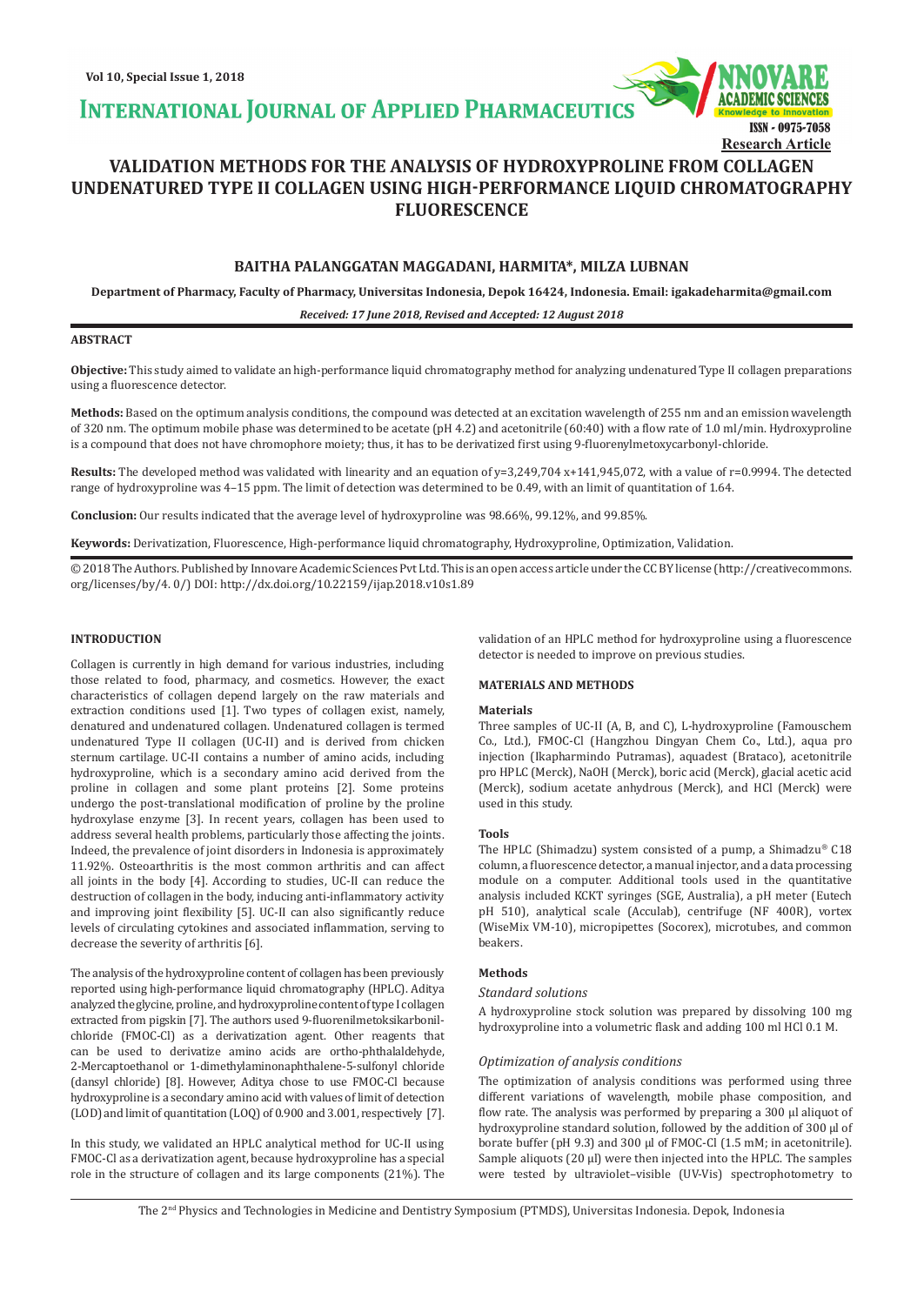# VALIDATION METHODS FOR THE ANALYSIS OF HYDROXYPROLINE FROM COLLAGEN UNDENATURED TYPE II COLLAGEN USING HIGH-PERFORMANCE LIQUID CHROMATOGRAPHY FLUORESCENCE

**BAITHA PALANGGATAN MAGGADANI, HARMITA\*, MILZA LUBNAN**

**Department of Pharmacy, Faculty of Pharmacy, Universitas Indonesia, Depok 16424, Indonesia. Email: igakadeharmita@gmail.com**

***Received: 17 June 2018, Revised and Accepted: 12 August 2018***

## ABSTRACT

**Objective:** This study aimed to validate an high-performance liquid chromatography method for analyzing undenatured Type II collagen preparations using a fluorescence detector.

**Methods:** Based on the optimum analysis conditions, the compound was detected at an excitation wavelength of 255 nm and an emission wavelength of 320 nm. The optimum mobile phase was determined to be acetate (pH 4.2) and acetonitrile (60:40) with a flow rate of 1.0 ml/min. Hydroxyproline is a compound that does not have chromophore moiety; thus, it has to be derivatized first using 9-fluorenylmetoxycarbonyl-chloride.

**Results:** The developed method was validated with linearity and an equation of y=3,249,704 x+141,945,072, with a value of r=0.9994. The detected range of hydroxyproline was 4–15 ppm. The limit of detection was determined to be 0.49, with an limit of quantitation of 1.64.

**Conclusion:** Our results indicated that the average level of hydroxyproline was 98.66%, 99.12%, and 99.85%.

**Keywords:** Derivatization, Fluorescence, High-performance liquid chromatography, Hydroxyproline, Optimization, Validation.

© 2018 The Authors. Published by Innovare Academic Sciences Pvt Ltd. This is an open access article under the CC BY license (http://creativecommons.org/licenses/by/4. 0/) DOI: http://dx.doi.org/10.22159/ijap.2018.v10s1.89

## INTRODUCTION

Collagen is currently in high demand for various industries, including those related to food, pharmacy, and cosmetics. However, the exact characteristics of collagen depend largely on the raw materials and extraction conditions used [1]. Two types of collagen exist, namely, denatured and undenatured collagen. Undenatured collagen is termed undenatured Type II collagen (UC-II) and is derived from chicken sternum cartilage. UC-II contains a number of amino acids, including hydroxyproline, which is a secondary amino acid derived from the proline in collagen and some plant proteins [2]. Some proteins undergo the post-translational modification of proline by the proline hydroxylase enzyme [3]. In recent years, collagen has been used to address several health problems, particularly those affecting the joints. Indeed, the prevalence of joint disorders in Indonesia is approximately 11.92%. Osteoarthritis is the most common arthritis and can affect all joints in the body [4]. According to studies, UC-II can reduce the destruction of collagen in the body, inducing anti-inflammatory activity and improving joint flexibility [5]. UC-II can also significantly reduce levels of circulating cytokines and associated inflammation, serving to decrease the severity of arthritis [6].

The analysis of the hydroxyproline content of collagen has been previously reported using high-performance liquid chromatography (HPLC). Aditya analyzed the glycine, proline, and hydroxyproline content of type I collagen extracted from pigskin [7]. The authors used 9-fluorenilmetoksikarbonil-chloride (FMOC-Cl) as a derivatization agent. Other reagents that can be used to derivatize amino acids are ortho-phthalaldehyde, 2-Mercaptoethanol or 1-dimethylaminonaphthalene-5-sulfonyl chloride (dansyl chloride) [8]. However, Aditya chose to use FMOC-Cl because hydroxyproline is a secondary amino acid with values of limit of detection (LOD) and limit of quantitation (LOQ) of 0.900 and 3.001, respectively [7].

In this study, we validated an HPLC analytical method for UC-II using FMOC-Cl as a derivatization agent, because hydroxyproline has a special role in the structure of collagen and its large components (21%). The validation of an HPLC method for hydroxyproline using a fluorescence detector is needed to improve on previous studies.

## MATERIALS AND METHODS

### Materials

Three samples of UC-II (A, B, and C), L-hydroxyproline (Famouschem Co., Ltd.), FMOC-Cl (Hangzhou Dingyan Chem Co., Ltd.), aqua pro injection (Ikapharmindo Putramas), aquadest (Brataco), acetonitrile pro HPLC (Merck), NaOH (Merck), boric acid (Merck), glacial acetic acid (Merck), sodium acetate anhydrous (Merck), and HCl (Merck) were used in this study.

### Tools

The HPLC (Shimadzu) system consisted of a pump, a Shimadzu® C18 column, a fluorescence detector, a manual injector, and a data processing module on a computer. Additional tools used in the quantitative analysis included KCKT syringes (SGE, Australia), a pH meter (Eutech pH 510), analytical scale (Acculab), centrifuge (NF 400R), vortex (WiseMix VM-10), micropipettes (Socorex), microtubes, and common beakers.

### Methods

*Standard solutions*

A hydroxyproline stock solution was prepared by dissolving 100 mg hydroxyproline into a volumetric flask and adding 100 ml HCl 0.1 M.

*Optimization of analysis conditions*

The optimization of analysis conditions was performed using three different variations of wavelength, mobile phase composition, and flow rate. The analysis was performed by preparing a 300 µl aliquot of hydroxyproline standard solution, followed by the addition of 300 µl of borate buffer (pH 9.3) and 300 µl of FMOC-Cl (1.5 mM; in acetonitrile). Sample aliquots (20 µl) were then injected into the HPLC. The samples were tested by ultraviolet–visible (UV-Vis) spectrophotometry to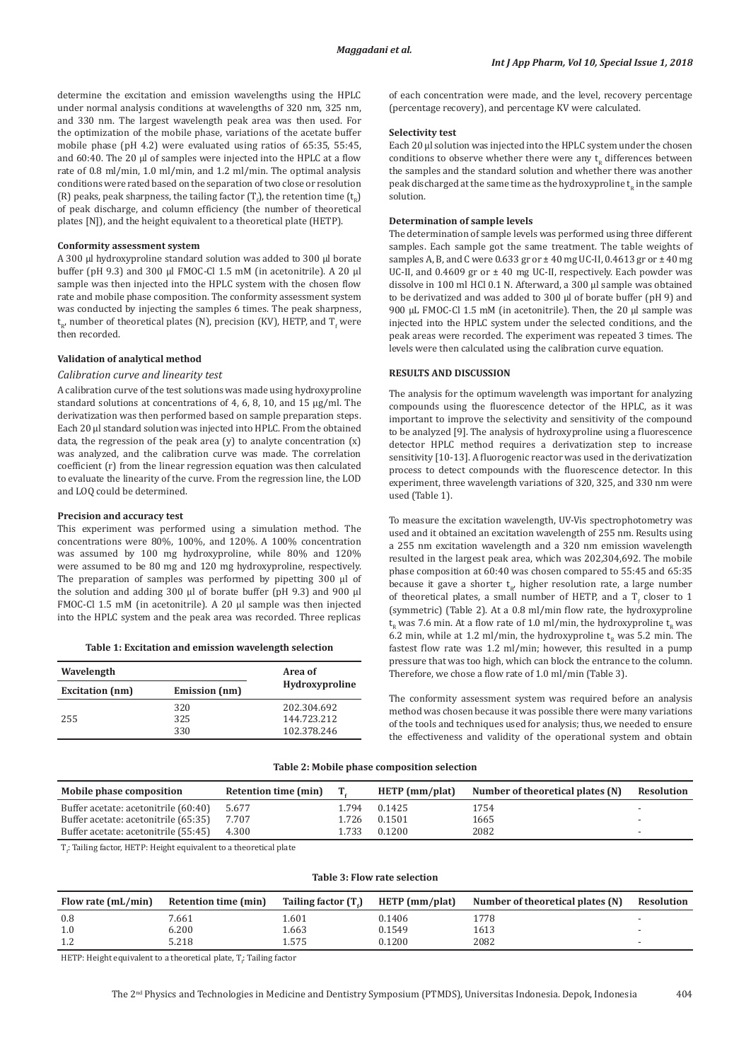determine the excitation and emission wavelengths using the HPLC under normal analysis conditions at wavelengths of 320 nm, 325 nm, and 330 nm. The largest wavelength peak area was then used. For the optimization of the mobile phase, variations of the acetate buffer mobile phase (pH 4.2) were evaluated using ratios of 65:35, 55:45, and 60:40. The 20 µl of samples were injected into the HPLC at a flow rate of 0.8 ml/min, 1.0 ml/min, and 1.2 ml/min. The optimal analysis conditions were rated based on the separation of two close or resolution (R) peaks, peak sharpness, the tailing factor ($T_f$), the retention time ($t_R$) of peak discharge, and column efficiency (the number of theoretical plates [N]), and the height equivalent to a theoretical plate (HETP).

#### Conformity assessment system

A 300 µl hydroxyproline standard solution was added to 300 µl borate buffer (pH 9.3) and 300 µl FMOC-Cl 1.5 mM (in acetonitrile). A 20 µl sample was then injected into the HPLC system with the chosen flow rate and mobile phase composition. The conformity assessment system was conducted by injecting the samples 6 times. The peak sharpness, $t_R$, number of theoretical plates (N), precision (KV), HETP, and $T_f$ were then recorded.

#### Validation of analytical method

*Calibration curve and linearity test*

A calibration curve of the test solutions was made using hydroxyproline standard solutions at concentrations of 4, 6, 8, 10, and 15 µg/ml. The derivatization was then performed based on sample preparation steps. Each 20 µl standard solution was injected into HPLC. From the obtained data, the regression of the peak area (y) to analyte concentration (x) was analyzed, and the calibration curve was made. The correlation coefficient (r) from the linear regression equation was then calculated to evaluate the linearity of the curve. From the regression line, the LOD and LOQ could be determined.

#### Precision and accuracy test

This experiment was performed using a simulation method. The concentrations were 80%, 100%, and 120%. A 100% concentration was assumed by 100 mg hydroxyproline, while 80% and 120% were assumed to be 80 mg and 120 mg hydroxyproline, respectively. The preparation of samples was performed by pipetting 300 µl of the solution and adding 300 µl of borate buffer (pH 9.3) and 900 µl FMOC-Cl 1.5 mM (in acetonitrile). A 20 µl sample was then injected into the HPLC system and the peak area was recorded. Three replicas of each concentration were made, and the level, recovery percentage (percentage recovery), and percentage KV were calculated.

#### Selectivity test

Each 20 µl solution was injected into the HPLC system under the chosen conditions to observe whether there were any $t_R$ differences between the samples and the standard solution and whether there was another peak discharged at the same time as the hydroxyproline $t_R$ in the sample solution.

#### Determination of sample levels

The determination of sample levels was performed using three different samples. Each sample got the same treatment. The table weights of samples A, B, and C were 0.633 gr or ± 40 mg UC-II, 0.4613 gr or ± 40 mg UC-II, and 0.4609 gr or ± 40 mg UC-II, respectively. Each powder was dissolve in 100 ml HCl 0.1 N. Afterward, a 300 µl sample was obtained to be derivatized and was added to 300 µl of borate buffer (pH 9) and 900 µL FMOC-Cl 1.5 mM (in acetonitrile). Then, the 20 µl sample was injected into the HPLC system under the selected conditions, and the peak areas were recorded. The experiment was repeated 3 times. The levels were then calculated using the calibration curve equation.

## RESULTS AND DISCUSSION

The analysis for the optimum wavelength was important for analyzing compounds using the fluorescence detector of the HPLC, as it was important to improve the selectivity and sensitivity of the compound to be analyzed [9]. The analysis of hydroxyproline using a fluorescence detector HPLC method requires a derivatization step to increase sensitivity [10-13]. A fluorogenic reactor was used in the derivatization process to detect compounds with the fluorescence detector. In this experiment, three wavelength variations of 320, 325, and 330 nm were used (Table 1).

To measure the excitation wavelength, UV-Vis spectrophotometry was used and it obtained an excitation wavelength of 255 nm. Results using a 255 nm excitation wavelength and a 320 nm emission wavelength resulted in the largest peak area, which was 202,304,692. The mobile phase composition at 60:40 was chosen compared to 55:45 and 65:35 because it gave a shorter $t_R$, higher resolution rate, a large number of theoretical plates, a small number of HETP, and a $T_f$ closer to 1 (symmetric) (Table 2). At a 0.8 ml/min flow rate, the hydroxyproline $t_R$ was 7.6 min. At a flow rate of 1.0 ml/min, the hydroxyproline $t_R$ was 6.2 min, while at 1.2 ml/min, the hydroxyproline $t_R$ was 5.2 min. The fastest flow rate was 1.2 ml/min; however, this resulted in a pump pressure that was too high, which can block the entrance to the column. Therefore, we chose a flow rate of 1.0 ml/min (Table 3).

The conformity assessment system was required before an analysis method was chosen because it was possible there were many variations of the tools and techniques used for analysis; thus, we needed to ensure the effectiveness and validity of the operational system and obtain

**Table 1: Excitation and emission wavelength selection**

| Wavelength | | Area of Hydroxyproline |
|---|---|---|
| Excitation (nm) | Emission (nm) | |
| 255 | 320 | 202.304.692 |
| | 325 | 144.723.212 |
| | 330 | 102.378.246 |

**Table 2: Mobile phase composition selection**

| Mobile phase composition | Retention time (min) | $T_f$ | HETP (mm/plat) | Number of theoretical plates (N) | Resolution |
|---|---|---|---|---|---|
| Buffer acetate: acetonitrile (60:40) | 5.677 | 1.794 | 0.1425 | 1754 | - |
| Buffer acetate: acetonitrile (65:35) | 7.707 | 1.726 | 0.1501 | 1665 | - |
| Buffer acetate: acetonitrile (55:45) | 4.300 | 1.733 | 0.1200 | 2082 | - |

$T_f$: Tailing factor, HETP: Height equivalent to a theoretical plate

**Table 3: Flow rate selection**

| Flow rate (mL/min) | Retention time (min) | Tailing factor ($T_f$) | HETP (mm/plat) | Number of theoretical plates (N) | Resolution |
|---|---|---|---|---|---|
| 0.8 | 7.661 | 1.601 | 0.1406 | 1778 | - |
| 1.0 | 6.200 | 1.663 | 0.1549 | 1613 | - |
| 1.2 | 5.218 | 1.575 | 0.1200 | 2082 | - |

HETP: Height equivalent to a theoretical plate, $T_f$: Tailing factor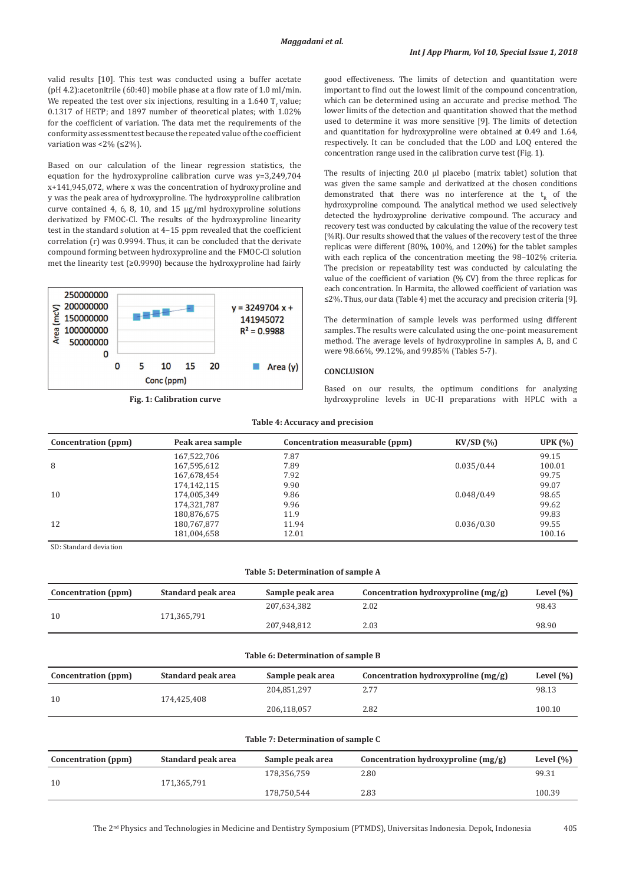valid results [10]. This test was conducted using a buffer acetate (pH 4.2):acetonitrile (60:40) mobile phase at a flow rate of 1.0 ml/min. We repeated the test over six injections, resulting in a 1.640 $T_f$ value; 0.1317 of HETP; and 1897 number of theoretical plates; with 1.02% for the coefficient of variation. The data met the requirements of the conformity assessment test because the repeated value of the coefficient variation was <2% (≤2%).

Based on our calculation of the linear regression statistics, the equation for the hydroxyproline calibration curve was y=3,249,704 x+141,945,072, where x was the concentration of hydroxyproline and y was the peak area of hydroxyproline. The hydroxyproline calibration curve contained 4, 6, 8, 10, and 15 µg/ml hydroxyproline solutions derivatized by FMOC-Cl. The results of the hydroxyproline linearity test in the standard solution at 4–15 ppm revealed that the coefficient correlation (r) was 0.9994. Thus, it can be concluded that the derivate compound forming between hydroxyproline and the FMOC-Cl solution met the linearity test (≥0.9990) because the hydroxyproline had fairly

Fig. 1: Calibration curve

good effectiveness. The limits of detection and quantitation were important to find out the lowest limit of the compound concentration, which can be determined using an accurate and precise method. The lower limits of the detection and quantitation showed that the method used to determine it was more sensitive [9]. The limits of detection and quantitation for hydroxyproline were obtained at 0.49 and 1.64, respectively. It can be concluded that the LOD and LOQ entered the concentration range used in the calibration curve test (Fig. 1).

The results of injecting 20.0 µl placebo (matrix tablet) solution that was given the same sample and derivatized at the chosen conditions demonstrated that there was no interference at the $t_R$ of the hydroxyproline compound. The analytical method we used selectively detected the hydroxyproline derivative compound. The accuracy and recovery test was conducted by calculating the value of the recovery test (%R). Our results showed that the values of the recovery test of the three replicas were different (80%, 100%, and 120%) for the tablet samples with each replica of the concentration meeting the 98–102% criteria. The precision or repeatability test was conducted by calculating the value of the coefficient of variation (% CV) from the three replicas for each concentration. In Harmita, the allowed coefficient of variation was ≤2%. Thus, our data (Table 4) met the accuracy and precision criteria [9].

The determination of sample levels was performed using different samples. The results were calculated using the one-point measurement method. The average levels of hydroxyproline in samples A, B, and C were 98.66%, 99.12%, and 99.85% (Tables 5-7).

## CONCLUSION

Based on our results, the optimum conditions for analyzing hydroxyproline levels in UC-II preparations with HPLC with a

**Table 4: Accuracy and precision**

| Concentration (ppm) | Peak area sample | Concentration measurable (ppm) | KV/SD (%) | UPK (%) |
|---|---|---|---|---|
| | 167,522,706 | 7.87 | | 99.15 |
| 8 | 167,595,612 | 7.89 | 0.035/0.44 | 100.01 |
| | 167,678,454 | 7.92 | | 99.75 |
| | 174,142,115 | 9.90 | | 99.07 |
| 10 | 174,005,349 | 9.86 | 0.048/0.49 | 98.65 |
| | 174,321,787 | 9.96 | | 99.62 |
| | 180,876,675 | 11.9 | | 99.83 |
| 12 | 180,767,877 | 11.94 | 0.036/0.30 | 99.55 |
| | 181,004,658 | 12.01 | | 100.16 |

SD: Standard deviation

**Table 5: Determination of sample A**

| Concentration (ppm) | Standard peak area | Sample peak area | Concentration hydroxyproline (mg/g) | Level (%) |
|---|---|---|---|---|
| 10 | 171,365,791 | 207,634,382 | 2.02 | 98.43 |
| | | 207,948,812 | 2.03 | 98.90 |

**Table 6: Determination of sample B**

| Concentration (ppm) | Standard peak area | Sample peak area | Concentration hydroxyproline (mg/g) | Level (%) |
|---|---|---|---|---|
| 10 | 174,425,408 | 204,851,297 | 2.77 | 98.13 |
| | | 206,118,057 | 2.82 | 100.10 |

**Table 7: Determination of sample C**

| Concentration (ppm) | Standard peak area | Sample peak area | Concentration hydroxyproline (mg/g) | Level (%) |
|---|---|---|---|---|
| 10 | 171,365,791 | 178,356,759 | 2.80 | 99.31 |
| | | 178,750,544 | 2.83 | 100.39 |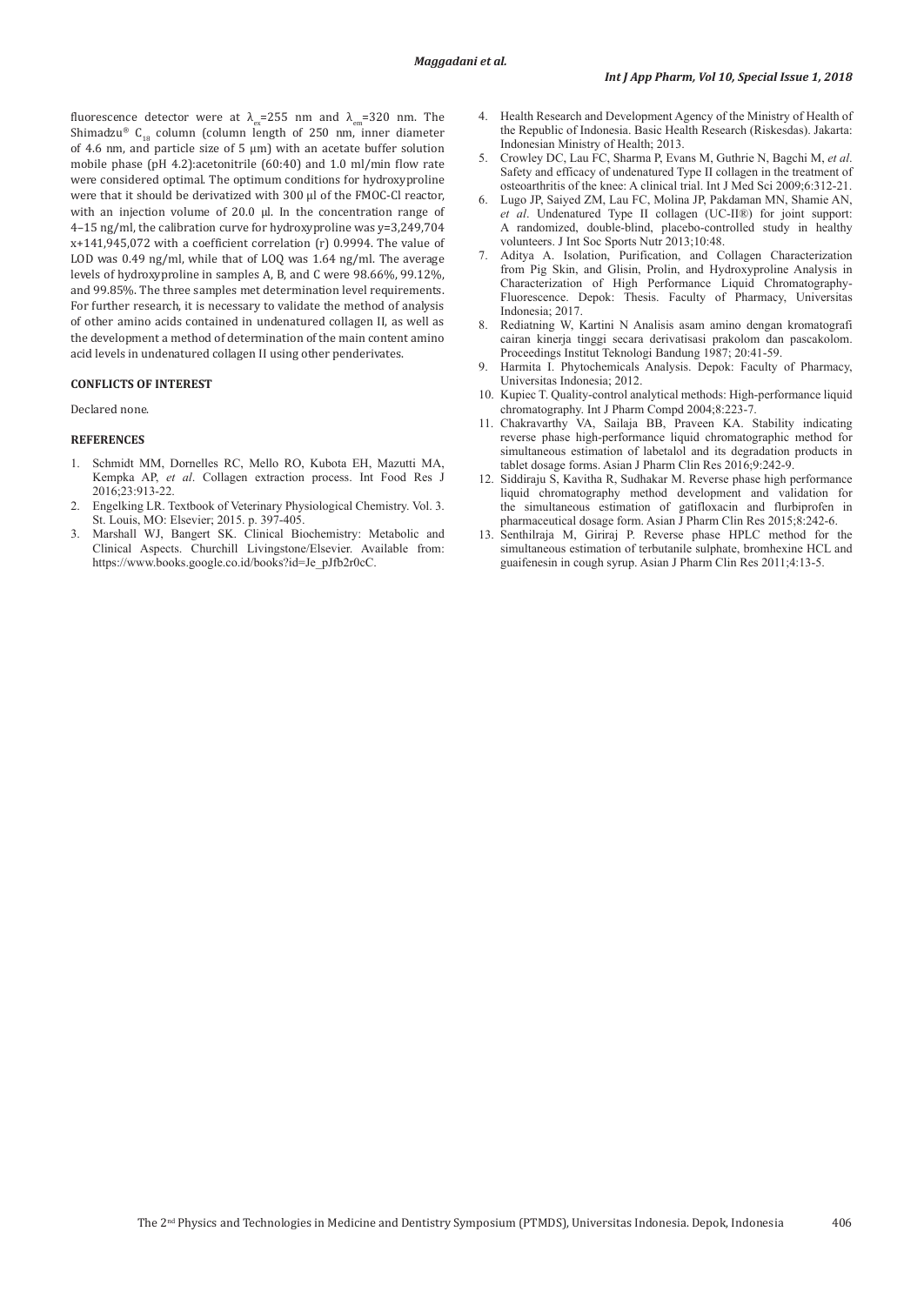fluorescence detector were at $\lambda_{ex}$=255 nm and $\lambda_{em}$=320 nm. The Shimadzu® $C_{18}$ column (column length of 250 nm, inner diameter of 4.6 nm, and particle size of 5 µm) with an acetate buffer solution mobile phase (pH 4.2):acetonitrile (60:40) and 1.0 ml/min flow rate were considered optimal. The optimum conditions for hydroxyproline were that it should be derivatized with 300 µl of the FMOC-Cl reactor, with an injection volume of 20.0 µl. In the concentration range of 4–15 ng/ml, the calibration curve for hydroxyproline was y=3,249,704 x+141,945,072 with a coefficient correlation (r) 0.9994. The value of LOD was 0.49 ng/ml, while that of LOQ was 1.64 ng/ml. The average levels of hydroxyproline in samples A, B, and C were 98.66%, 99.12%, and 99.85%. The three samples met determination level requirements. For further research, it is necessary to validate the method of analysis of other amino acids contained in undenatured collagen II, as well as the development a method of determination of the main content amino acid levels in undenatured collagen II using other penderivates.

## CONFLICTS OF INTEREST

Declared none.

## REFERENCES

1. Schmidt MM, Dornelles RC, Mello RO, Kubota EH, Mazutti MA, Kempka AP, *et al*. Collagen extraction process. Int Food Res J 2016;23:913-22.
2. Engelking LR. Textbook of Veterinary Physiological Chemistry. Vol. 3. St. Louis, MO: Elsevier; 2015. p. 397-405.
3. Marshall WJ, Bangert SK. Clinical Biochemistry: Metabolic and Clinical Aspects. Churchill Livingstone/Elsevier. Available from: https://www.books.google.co.id/books?id=Je_pJfb2r0cC.
4. Health Research and Development Agency of the Ministry of Health of the Republic of Indonesia. Basic Health Research (Riskesdas). Jakarta: Indonesian Ministry of Health; 2013.
5. Crowley DC, Lau FC, Sharma P, Evans M, Guthrie N, Bagchi M, *et al*. Safety and efficacy of undenatured Type II collagen in the treatment of osteoarthritis of the knee: A clinical trial. Int J Med Sci 2009;6:312-21.
6. Lugo JP, Saiyed ZM, Lau FC, Molina JP, Pakdaman MN, Shamie AN, *et al*. Undenatured Type II collagen (UC-II®) for joint support: A randomized, double-blind, placebo-controlled study in healthy volunteers. J Int Soc Sports Nutr 2013;10:48.
7. Aditya A. Isolation, Purification, and Collagen Characterization from Pig Skin, and Glisin, Prolin, and Hydroxyproline Analysis in Characterization of High Performance Liquid Chromatography-Fluorescence. Depok: Thesis. Faculty of Pharmacy, Universitas Indonesia; 2017.
8. Rediatning W, Kartini N Analisis asam amino dengan kromatografi cairan kinerja tinggi secara derivatisasi prakolom dan pascakolom. Proceedings Institut Teknologi Bandung 1987; 20:41-59.
9. Harmita I. Phytochemicals Analysis. Depok: Faculty of Pharmacy, Universitas Indonesia; 2012.
10. Kupiec T. Quality-control analytical methods: High-performance liquid chromatography. Int J Pharm Compd 2004;8:223-7.
11. Chakravarthy VA, Sailaja BB, Praveen KA. Stability indicating reverse phase high-performance liquid chromatographic method for simultaneous estimation of labetalol and its degradation products in tablet dosage forms. Asian J Pharm Clin Res 2016;9:242-9.
12. Siddiraju S, Kavitha R, Sudhakar M. Reverse phase high performance liquid chromatography method development and validation for the simultaneous estimation of gatifloxacin and flurbiprofen in pharmaceutical dosage form. Asian J Pharm Clin Res 2015;8:242-6.
13. Senthilraja M, Giriraj P. Reverse phase HPLC method for the simultaneous estimation of terbutanile sulphate, bromhexine HCL and guaifenesin in cough syrup. Asian J Pharm Clin Res 2011;4:13-5.